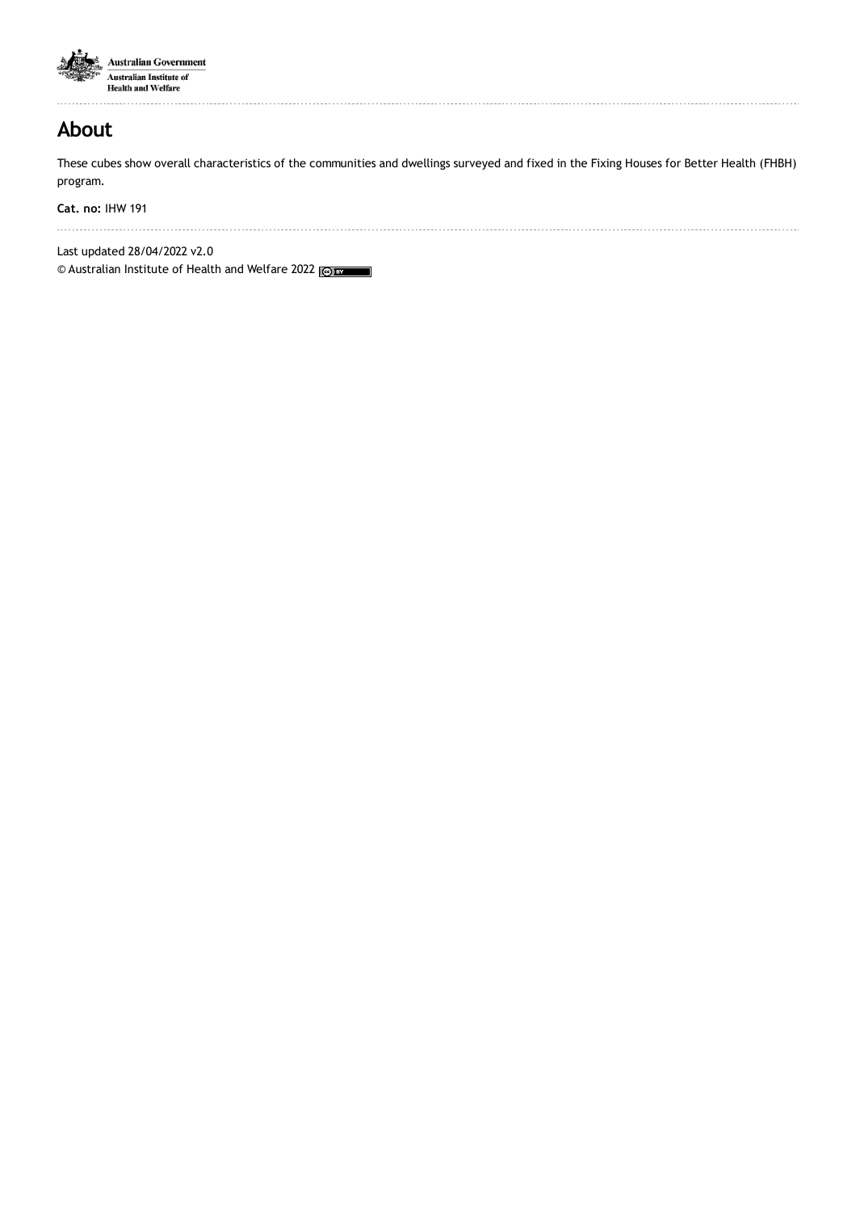Australian Government
Australian Institute of Health and Welfare

# About

These cubes show overall characteristics of the communities and dwellings surveyed and fixed in the Fixing Houses for Better Health (FHBH) program.

**Cat. no:** IHW 191

Last updated 28/04/2022 v2.0

© Australian Institute of Health and Welfare 2022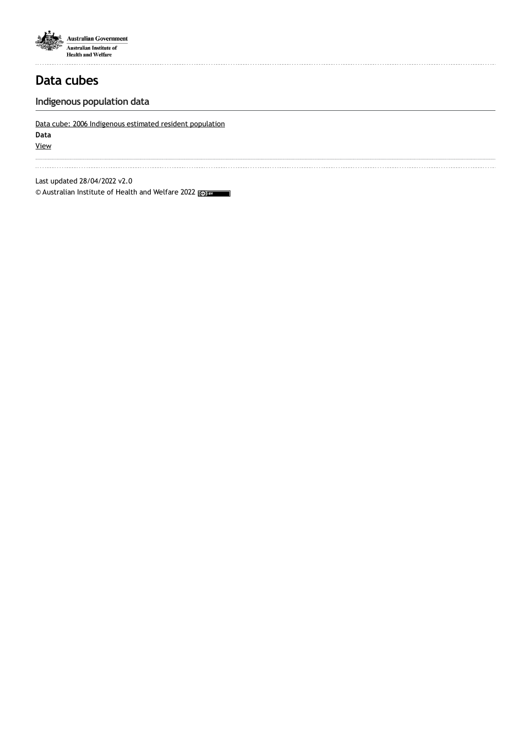# Data cubes

## Indigenous population data

Data cube: 2006 Indigenous estimated resident population

**Data**

View

Last updated 28/04/2022 v2.0

© Australian Institute of Health and Welfare 2022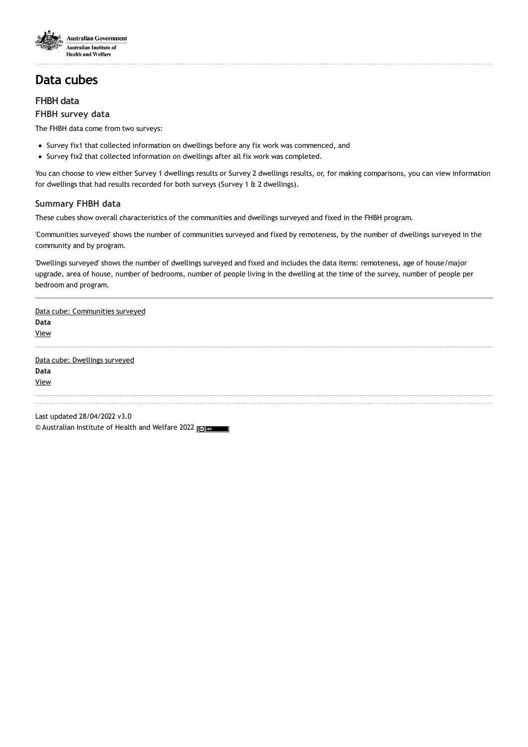# Data cubes

## FHBH data

### FHBH survey data

The FHBH data come from two surveys:

- Survey fix1 that collected information on dwellings before any fix work was commenced, and
- Survey fix2 that collected information on dwellings after all fix work was completed.

You can choose to view either Survey 1 dwellings results or Survey 2 dwellings results, or, for making comparisons, you can view information for dwellings that had results recorded for both surveys (Survey 1 & 2 dwellings).

### Summary FHBH data

These cubes show overall characteristics of the communities and dwellings surveyed and fixed in the FHBH program.

'Communities surveyed' shows the number of communities surveyed and fixed by remoteness, by the number of dwellings surveyed in the community and by program.

'Dwellings surveyed' shows the number of dwellings surveyed and fixed and includes the data items: remoteness, age of house/major upgrade, area of house, number of bedrooms, number of people living in the dwelling at the time of the survey, number of people per bedroom and program.

---

Data cube: Communities surveyed
**Data**
View

---

Data cube: Dwellings surveyed
**Data**
View

---

Last updated 28/04/2022 v3.0
© Australian Institute of Health and Welfare 2022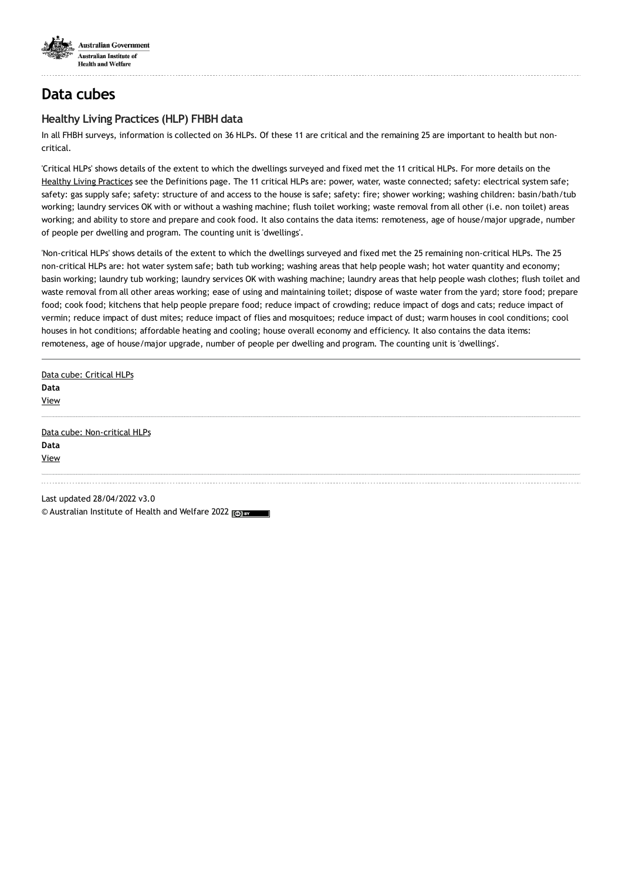# Data cubes

## Healthy Living Practices (HLP) FHBH data

In all FHBH surveys, information is collected on 36 HLPs. Of these 11 are critical and the remaining 25 are important to health but non-critical.

'Critical HLPs' shows details of the extent to which the dwellings surveyed and fixed met the 11 critical HLPs. For more details on the Healthy Living Practices see the Definitions page. The 11 critical HLPs are: power, water, waste connected; safety: electrical system safe; safety: gas supply safe; safety: structure of and access to the house is safe; safety: fire; shower working; washing children: basin/bath/tub working; laundry services OK with or without a washing machine; flush toilet working; waste removal from all other (i.e. non toilet) areas working; and ability to store and prepare and cook food. It also contains the data items: remoteness, age of house/major upgrade, number of people per dwelling and program. The counting unit is 'dwellings'.

'Non-critical HLPs' shows details of the extent to which the dwellings surveyed and fixed met the 25 remaining non-critical HLPs. The 25 non-critical HLPs are: hot water system safe; bath tub working; washing areas that help people wash; hot water quantity and economy; basin working; laundry tub working; laundry services OK with washing machine; laundry areas that help people wash clothes; flush toilet and waste removal from all other areas working; ease of using and maintaining toilet; dispose of waste water from the yard; store food; prepare food; cook food; kitchens that help people prepare food; reduce impact of crowding; reduce impact of dogs and cats; reduce impact of vermin; reduce impact of dust mites; reduce impact of flies and mosquitoes; reduce impact of dust; warm houses in cool conditions; cool houses in hot conditions; affordable heating and cooling; house overall economy and efficiency. It also contains the data items: remoteness, age of house/major upgrade, number of people per dwelling and program. The counting unit is 'dwellings'.

---

Data cube: Critical HLPs

**Data**

View

---

Data cube: Non-critical HLPs

**Data**

View

---

Last updated 28/04/2022 v3.0

© Australian Institute of Health and Welfare 2022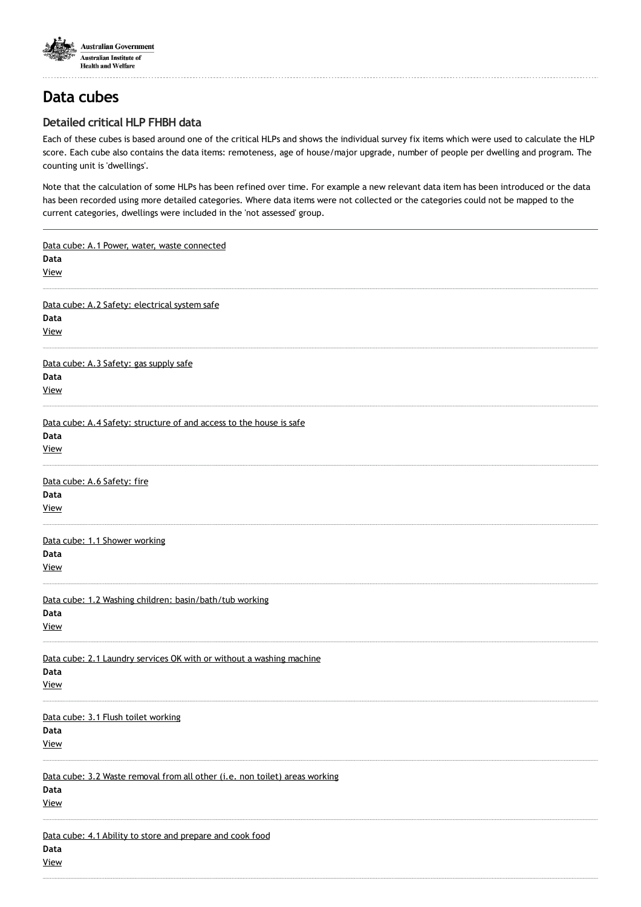# Data cubes

## Detailed critical HLP FHBH data

Each of these cubes is based around one of the critical HLPs and shows the individual survey fix items which were used to calculate the HLP score. Each cube also contains the data items: remoteness, age of house/major upgrade, number of people per dwelling and program. The counting unit is 'dwellings'.

Note that the calculation of some HLPs has been refined over time. For example a new relevant data item has been introduced or the data has been recorded using more detailed categories. Where data items were not collected or the categories could not be mapped to the current categories, dwellings were included in the 'not assessed' group.

---

Data cube: A.1 Power, water, waste connected

**Data**

View

---

Data cube: A.2 Safety: electrical system safe

**Data**

View

---

Data cube: A.3 Safety: gas supply safe

**Data**

View

---

Data cube: A.4 Safety: structure of and access to the house is safe

**Data**

View

---

Data cube: A.6 Safety: fire

**Data**

View

---

Data cube: 1.1 Shower working

**Data**

View

---

Data cube: 1.2 Washing children: basin/bath/tub working

**Data**

View

---

Data cube: 2.1 Laundry services OK with or without a washing machine

**Data**

View

---

Data cube: 3.1 Flush toilet working

**Data**

View

---

Data cube: 3.2 Waste removal from all other (i.e. non toilet) areas working

**Data**

View

---

Data cube: 4.1 Ability to store and prepare and cook food

**Data**

View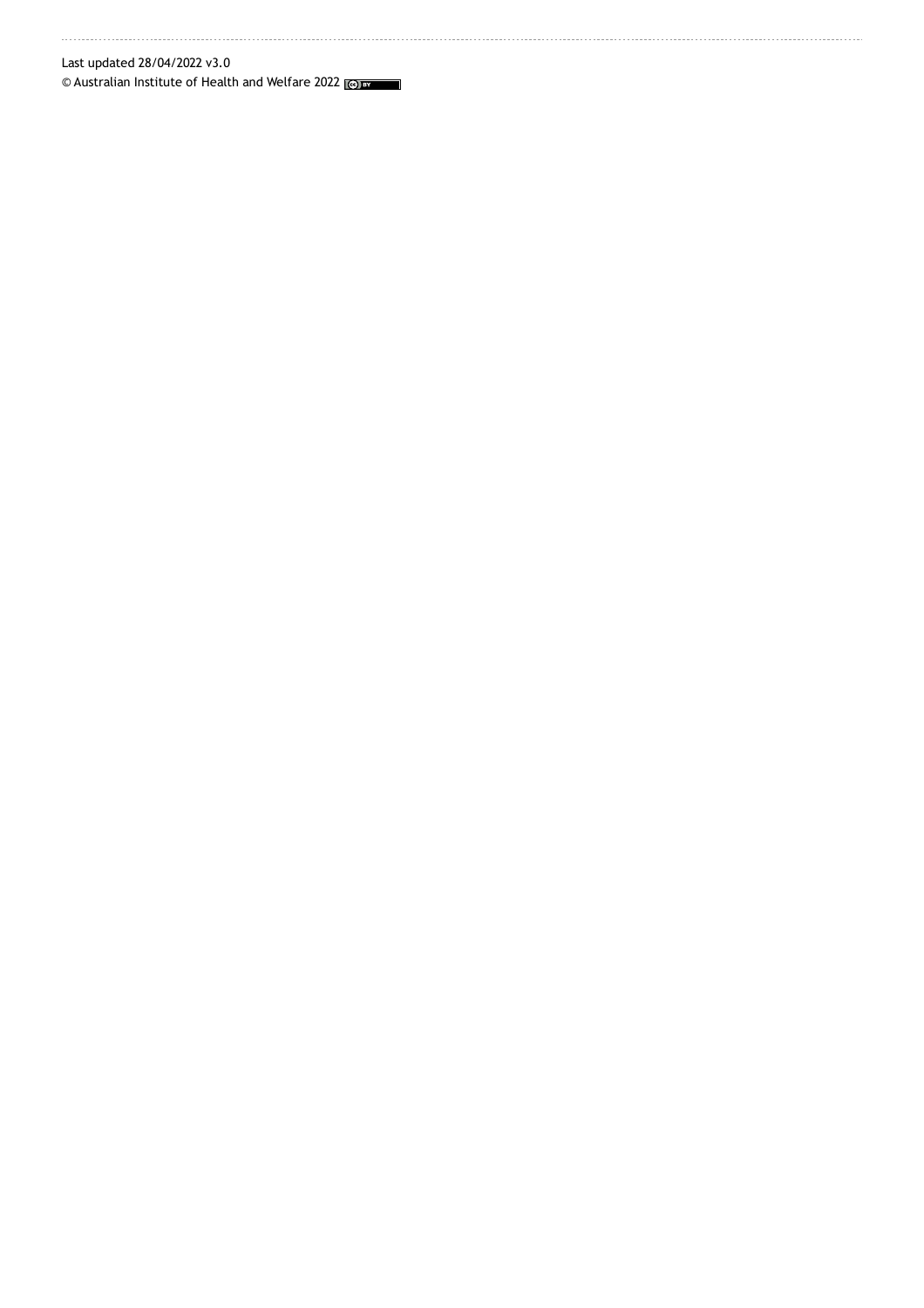Last updated 28/04/2022 v3.0

© Australian Institute of Health and Welfare 2022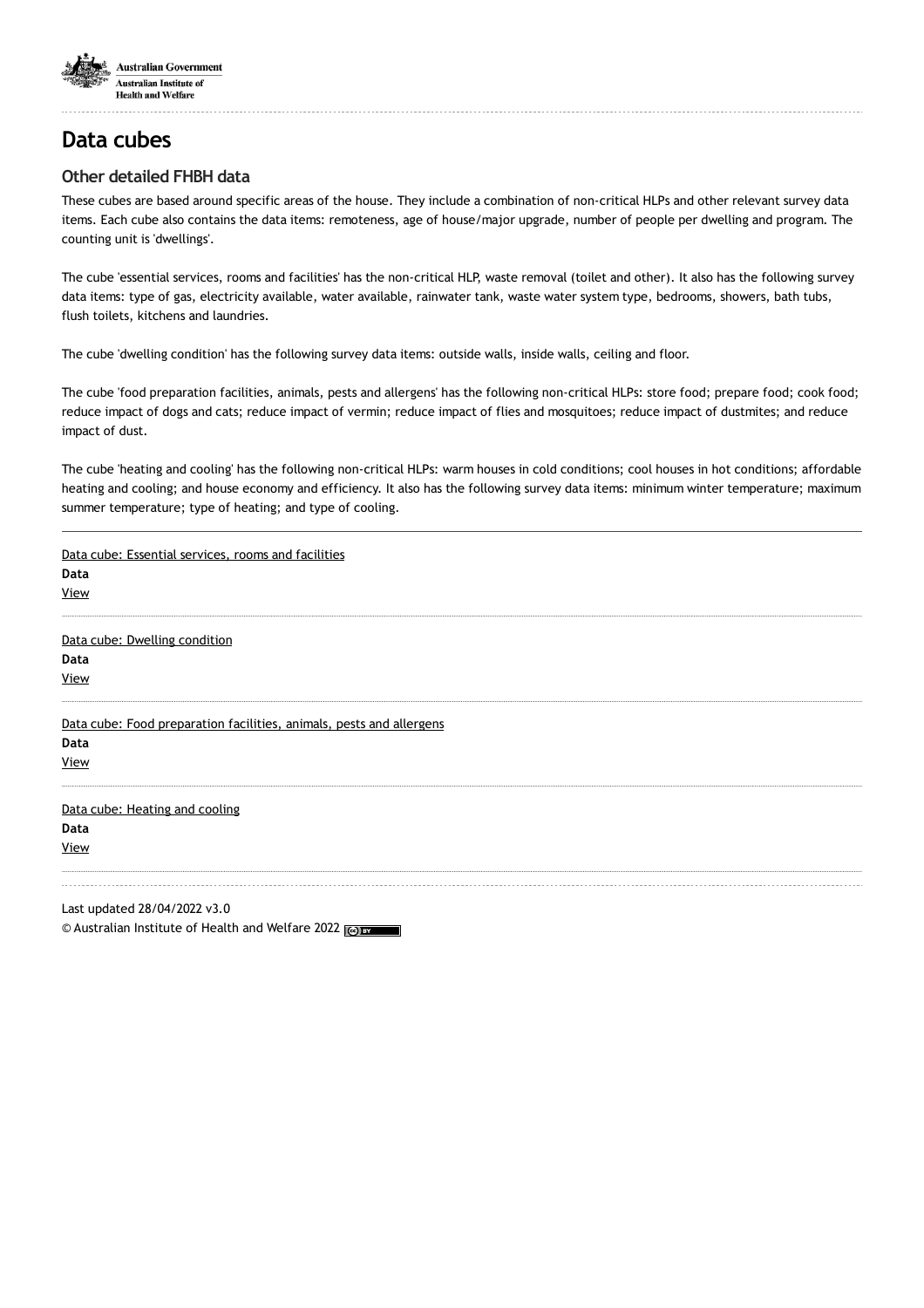# Data cubes

## Other detailed FHBH data

These cubes are based around specific areas of the house. They include a combination of non-critical HLPs and other relevant survey data items. Each cube also contains the data items: remoteness, age of house/major upgrade, number of people per dwelling and program. The counting unit is 'dwellings'.

The cube 'essential services, rooms and facilities' has the non-critical HLP, waste removal (toilet and other). It also has the following survey data items: type of gas, electricity available, water available, rainwater tank, waste water system type, bedrooms, showers, bath tubs, flush toilets, kitchens and laundries.

The cube 'dwelling condition' has the following survey data items: outside walls, inside walls, ceiling and floor.

The cube 'food preparation facilities, animals, pests and allergens' has the following non-critical HLPs: store food; prepare food; cook food; reduce impact of dogs and cats; reduce impact of vermin; reduce impact of flies and mosquitoes; reduce impact of dustmites; and reduce impact of dust.

The cube 'heating and cooling' has the following non-critical HLPs: warm houses in cold conditions; cool houses in hot conditions; affordable heating and cooling; and house economy and efficiency. It also has the following survey data items: minimum winter temperature; maximum summer temperature; type of heating; and type of cooling.

---

Data cube: Essential services, rooms and facilities
**Data**
View

Data cube: Dwelling condition
**Data**
View

Data cube: Food preparation facilities, animals, pests and allergens
**Data**
View

Data cube: Heating and cooling
**Data**
View

Last updated 28/04/2022 v3.0
© Australian Institute of Health and Welfare 2022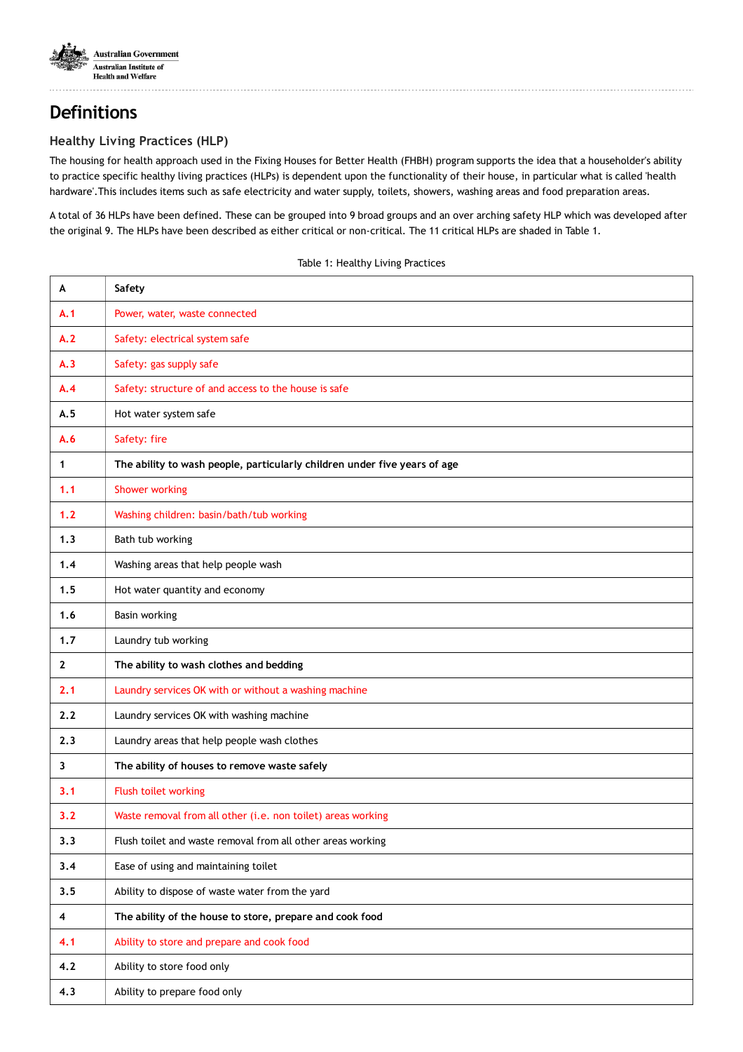# Definitions

## Healthy Living Practices (HLP)

The housing for health approach used in the Fixing Houses for Better Health (FHBH) program supports the idea that a householder's ability to practice specific healthy living practices (HLPs) is dependent upon the functionality of their house, in particular what is called 'health hardware'.This includes items such as safe electricity and water supply, toilets, showers, washing areas and food preparation areas.

A total of 36 HLPs have been defined. These can be grouped into 9 broad groups and an over arching safety HLP which was developed after the original 9. The HLPs have been described as either critical or non-critical. The 11 critical HLPs are shaded in Table 1.

Table 1: Healthy Living Practices

| A | Safety |
|---|---|
| A.1 | Power, water, waste connected |
| A.2 | Safety: electrical system safe |
| A.3 | Safety: gas supply safe |
| A.4 | Safety: structure of and access to the house is safe |
| A.5 | Hot water system safe |
| A.6 | Safety: fire |
| **1** | **The ability to wash people, particularly children under five years of age** |
| 1.1 | Shower working |
| 1.2 | Washing children: basin/bath/tub working |
| 1.3 | Bath tub working |
| 1.4 | Washing areas that help people wash |
| 1.5 | Hot water quantity and economy |
| 1.6 | Basin working |
| 1.7 | Laundry tub working |
| **2** | **The ability to wash clothes and bedding** |
| 2.1 | Laundry services OK with or without a washing machine |
| 2.2 | Laundry services OK with washing machine |
| 2.3 | Laundry areas that help people wash clothes |
| **3** | **The ability of houses to remove waste safely** |
| 3.1 | Flush toilet working |
| 3.2 | Waste removal from all other (i.e. non toilet) areas working |
| 3.3 | Flush toilet and waste removal from all other areas working |
| 3.4 | Ease of using and maintaining toilet |
| 3.5 | Ability to dispose of waste water from the yard |
| **4** | **The ability of the house to store, prepare and cook food** |
| 4.1 | Ability to store and prepare and cook food |
| 4.2 | Ability to store food only |
| 4.3 | Ability to prepare food only |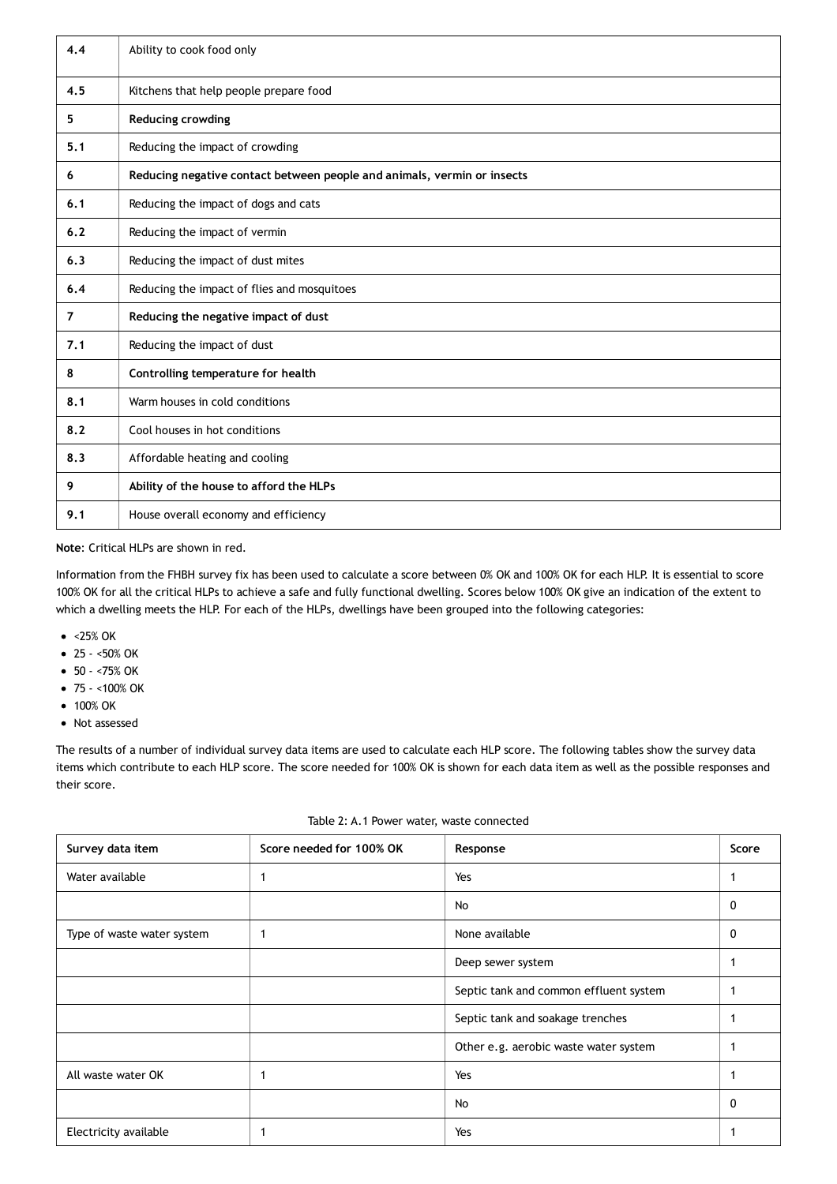| | |
|---|---|
| 4.4 | Ability to cook food only |
| 4.5 | Kitchens that help people prepare food |
| **5** | **Reducing crowding** |
| 5.1 | Reducing the impact of crowding |
| **6** | **Reducing negative contact between people and animals, vermin or insects** |
| 6.1 | Reducing the impact of dogs and cats |
| 6.2 | Reducing the impact of vermin |
| 6.3 | Reducing the impact of dust mites |
| 6.4 | Reducing the impact of flies and mosquitoes |
| **7** | **Reducing the negative impact of dust** |
| 7.1 | Reducing the impact of dust |
| **8** | **Controlling temperature for health** |
| 8.1 | Warm houses in cold conditions |
| 8.2 | Cool houses in hot conditions |
| 8.3 | Affordable heating and cooling |
| **9** | **Ability of the house to afford the HLPs** |
| 9.1 | House overall economy and efficiency |

**Note**: Critical HLPs are shown in red.

Information from the FHBH survey fix has been used to calculate a score between 0% OK and 100% OK for each HLP. It is essential to score 100% OK for all the critical HLPs to achieve a safe and fully functional dwelling. Scores below 100% OK give an indication of the extent to which a dwelling meets the HLP. For each of the HLPs, dwellings have been grouped into the following categories:

- <25% OK
- 25 - <50% OK
- 50 - <75% OK
- 75 - <100% OK
- 100% OK
- Not assessed

The results of a number of individual survey data items are used to calculate each HLP score. The following tables show the survey data items which contribute to each HLP score. The score needed for 100% OK is shown for each data item as well as the possible responses and their score.

Table 2: A.1 Power water, waste connected

| Survey data item | Score needed for 100% OK | Response | Score |
|---|---|---|---|
| Water available | 1 | Yes | 1 |
| | | No | 0 |
| Type of waste water system | 1 | None available | 0 |
| | | Deep sewer system | 1 |
| | | Septic tank and common effluent system | 1 |
| | | Septic tank and soakage trenches | 1 |
| | | Other e.g. aerobic waste water system | 1 |
| All waste water OK | 1 | Yes | 1 |
| | | No | 0 |
| Electricity available | 1 | Yes | 1 |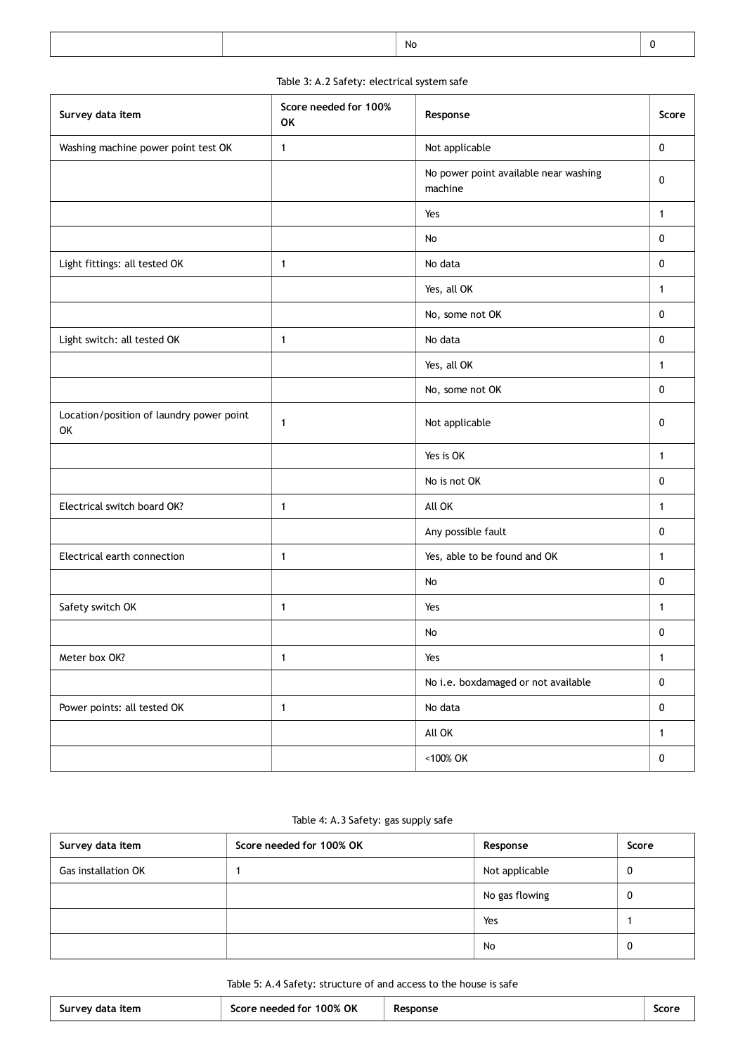| | | No | 0 |
|---|---|---|---|

Table 3: A.2 Safety: electrical system safe

| Survey data item | Score needed for 100% OK | Response | Score |
|---|---|---|---|
| Washing machine power point test OK | 1 | Not applicable | 0 |
| | | No power point available near washing machine | 0 |
| | | Yes | 1 |
| | | No | 0 |
| Light fittings: all tested OK | 1 | No data | 0 |
| | | Yes, all OK | 1 |
| | | No, some not OK | 0 |
| Light switch: all tested OK | 1 | No data | 0 |
| | | Yes, all OK | 1 |
| | | No, some not OK | 0 |
| Location/position of laundry power point OK | 1 | Not applicable | 0 |
| | | Yes is OK | 1 |
| | | No is not OK | 0 |
| Electrical switch board OK? | 1 | All OK | 1 |
| | | Any possible fault | 0 |
| Electrical earth connection | 1 | Yes, able to be found and OK | 1 |
| | | No | 0 |
| Safety switch OK | 1 | Yes | 1 |
| | | No | 0 |
| Meter box OK? | 1 | Yes | 1 |
| | | No i.e. boxdamaged or not available | 0 |
| Power points: all tested OK | 1 | No data | 0 |
| | | All OK | 1 |
| | | <100% OK | 0 |

Table 4: A.3 Safety: gas supply safe

| Survey data item | Score needed for 100% OK | Response | Score |
|---|---|---|---|
| Gas installation OK | 1 | Not applicable | 0 |
| | | No gas flowing | 0 |
| | | Yes | 1 |
| | | No | 0 |

Table 5: A.4 Safety: structure of and access to the house is safe

| Survey data item | Score needed for 100% OK | Response | Score |
|---|---|---|---|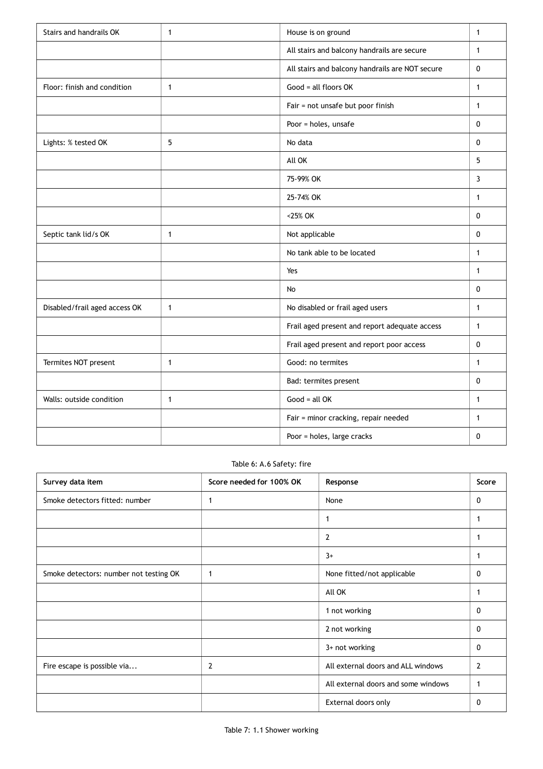| | | | |
|---|---|---|---|
| Stairs and handrails OK | 1 | House is on ground | 1 |
| | | All stairs and balcony handrails are secure | 1 |
| | | All stairs and balcony handrails are NOT secure | 0 |
| Floor: finish and condition | 1 | Good = all floors OK | 1 |
| | | Fair = not unsafe but poor finish | 1 |
| | | Poor = holes, unsafe | 0 |
| Lights: % tested OK | 5 | No data | 0 |
| | | All OK | 5 |
| | | 75-99% OK | 3 |
| | | 25-74% OK | 1 |
| | | <25% OK | 0 |
| Septic tank lid/s OK | 1 | Not applicable | 0 |
| | | No tank able to be located | 1 |
| | | Yes | 1 |
| | | No | 0 |
| Disabled/frail aged access OK | 1 | No disabled or frail aged users | 1 |
| | | Frail aged present and report adequate access | 1 |
| | | Frail aged present and report poor access | 0 |
| Termites NOT present | 1 | Good: no termites | 1 |
| | | Bad: termites present | 0 |
| Walls: outside condition | 1 | Good = all OK | 1 |
| | | Fair = minor cracking, repair needed | 1 |
| | | Poor = holes, large cracks | 0 |

Table 6: A.6 Safety: fire

| Survey data item | Score needed for 100% OK | Response | Score |
|---|---|---|---|
| Smoke detectors fitted: number | 1 | None | 0 |
| | | 1 | 1 |
| | | 2 | 1 |
| | | 3+ | 1 |
| Smoke detectors: number not testing OK | 1 | None fitted/not applicable | 0 |
| | | All OK | 1 |
| | | 1 not working | 0 |
| | | 2 not working | 0 |
| | | 3+ not working | 0 |
| Fire escape is possible via... | 2 | All external doors and ALL windows | 2 |
| | | All external doors and some windows | 1 |
| | | External doors only | 0 |

Table 7: 1.1 Shower working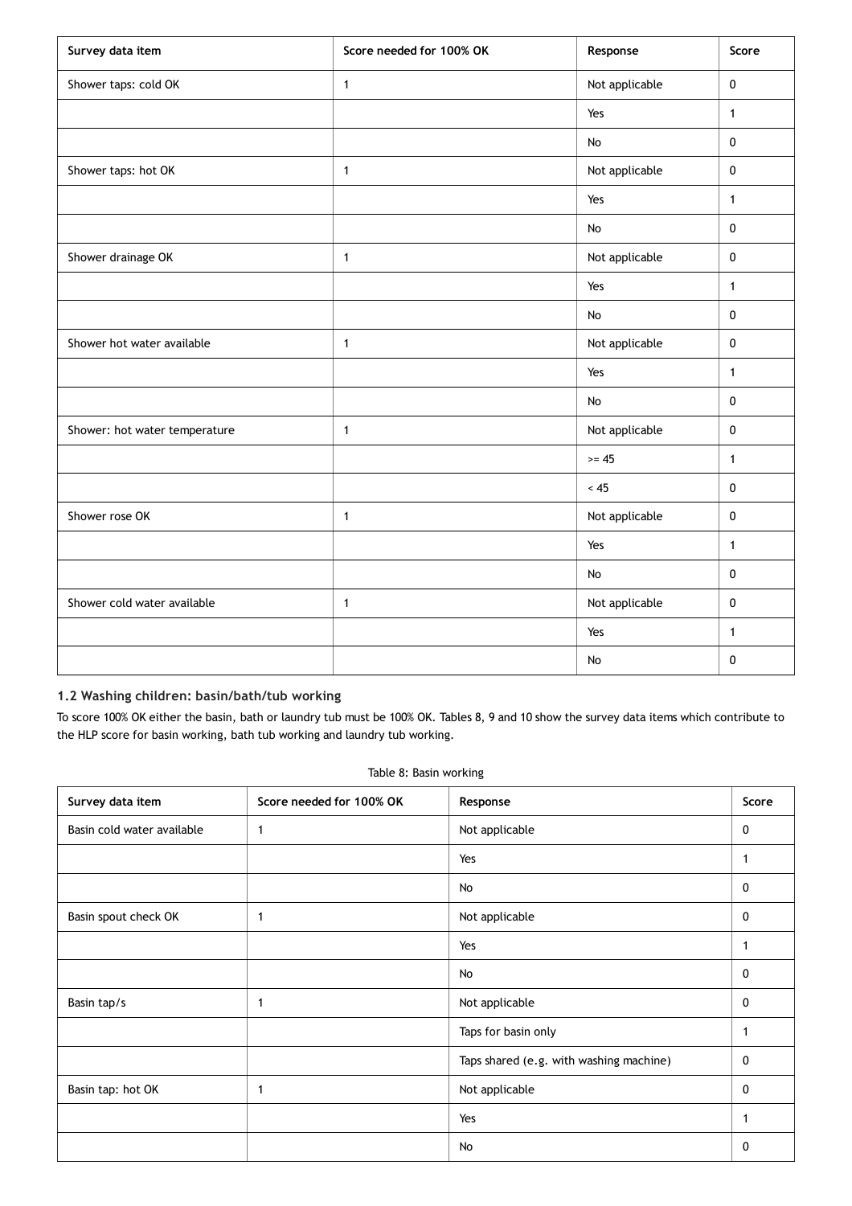| Survey data item | Score needed for 100% OK | Response | Score |
|---|---|---|---|
| Shower taps: cold OK | 1 | Not applicable | 0 |
| | | Yes | 1 |
| | | No | 0 |
| Shower taps: hot OK | 1 | Not applicable | 0 |
| | | Yes | 1 |
| | | No | 0 |
| Shower drainage OK | 1 | Not applicable | 0 |
| | | Yes | 1 |
| | | No | 0 |
| Shower hot water available | 1 | Not applicable | 0 |
| | | Yes | 1 |
| | | No | 0 |
| Shower: hot water temperature | 1 | Not applicable | 0 |
| | | >= 45 | 1 |
| | | < 45 | 0 |
| Shower rose OK | 1 | Not applicable | 0 |
| | | Yes | 1 |
| | | No | 0 |
| Shower cold water available | 1 | Not applicable | 0 |
| | | Yes | 1 |
| | | No | 0 |

### 1.2 Washing children: basin/bath/tub working

To score 100% OK either the basin, bath or laundry tub must be 100% OK. Tables 8, 9 and 10 show the survey data items which contribute to the HLP score for basin working, bath tub working and laundry tub working.

Table 8: Basin working

| Survey data item | Score needed for 100% OK | Response | Score |
|---|---|---|---|
| Basin cold water available | 1 | Not applicable | 0 |
| | | Yes | 1 |
| | | No | 0 |
| Basin spout check OK | 1 | Not applicable | 0 |
| | | Yes | 1 |
| | | No | 0 |
| Basin tap/s | 1 | Not applicable | 0 |
| | | Taps for basin only | 1 |
| | | Taps shared (e.g. with washing machine) | 0 |
| Basin tap: hot OK | 1 | Not applicable | 0 |
| | | Yes | 1 |
| | | No | 0 |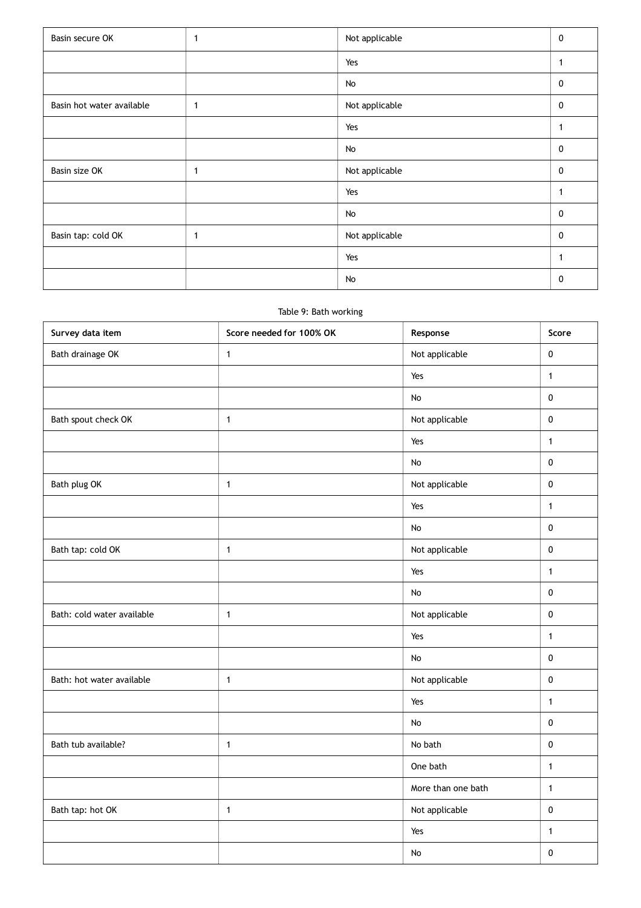| Basin secure OK | 1 | Not applicable | 0 |
| --- | --- | --- | --- |
| | | Yes | 1 |
| | | No | 0 |
| Basin hot water available | 1 | Not applicable | 0 |
| | | Yes | 1 |
| | | No | 0 |
| Basin size OK | 1 | Not applicable | 0 |
| | | Yes | 1 |
| | | No | 0 |
| Basin tap: cold OK | 1 | Not applicable | 0 |
| | | Yes | 1 |
| | | No | 0 |

Table 9: Bath working

| Survey data item | Score needed for 100% OK | Response | Score |
| --- | --- | --- | --- |
| Bath drainage OK | 1 | Not applicable | 0 |
| | | Yes | 1 |
| | | No | 0 |
| Bath spout check OK | 1 | Not applicable | 0 |
| | | Yes | 1 |
| | | No | 0 |
| Bath plug OK | 1 | Not applicable | 0 |
| | | Yes | 1 |
| | | No | 0 |
| Bath tap: cold OK | 1 | Not applicable | 0 |
| | | Yes | 1 |
| | | No | 0 |
| Bath: cold water available | 1 | Not applicable | 0 |
| | | Yes | 1 |
| | | No | 0 |
| Bath: hot water available | 1 | Not applicable | 0 |
| | | Yes | 1 |
| | | No | 0 |
| Bath tub available? | 1 | No bath | 0 |
| | | One bath | 1 |
| | | More than one bath | 1 |
| Bath tap: hot OK | 1 | Not applicable | 0 |
| | | Yes | 1 |
| | | No | 0 |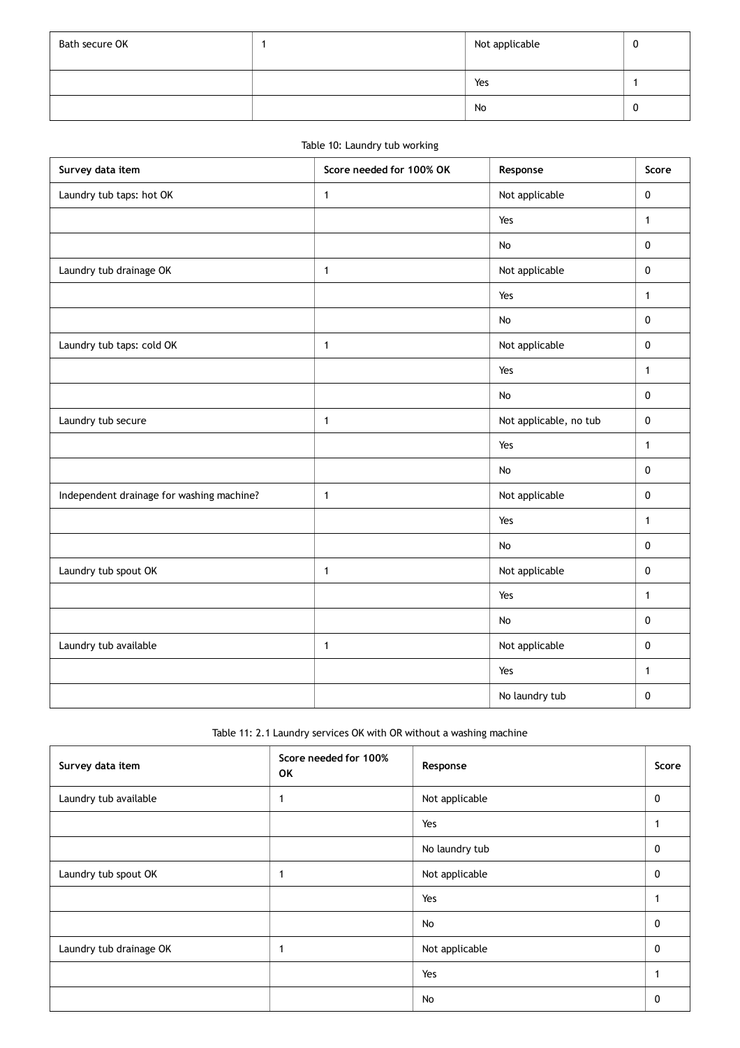| Bath secure OK | 1 | Not applicable | 0 |
|---|---|---|---|
| | | Yes | 1 |
| | | No | 0 |

Table 10: Laundry tub working

| Survey data item | Score needed for 100% OK | Response | Score |
|---|---|---|---|
| Laundry tub taps: hot OK | 1 | Not applicable | 0 |
| | | Yes | 1 |
| | | No | 0 |
| Laundry tub drainage OK | 1 | Not applicable | 0 |
| | | Yes | 1 |
| | | No | 0 |
| Laundry tub taps: cold OK | 1 | Not applicable | 0 |
| | | Yes | 1 |
| | | No | 0 |
| Laundry tub secure | 1 | Not applicable, no tub | 0 |
| | | Yes | 1 |
| | | No | 0 |
| Independent drainage for washing machine? | 1 | Not applicable | 0 |
| | | Yes | 1 |
| | | No | 0 |
| Laundry tub spout OK | 1 | Not applicable | 0 |
| | | Yes | 1 |
| | | No | 0 |
| Laundry tub available | 1 | Not applicable | 0 |
| | | Yes | 1 |
| | | No laundry tub | 0 |

Table 11: 2.1 Laundry services OK with OR without a washing machine

| Survey data item | Score needed for 100% OK | Response | Score |
|---|---|---|---|
| Laundry tub available | 1 | Not applicable | 0 |
| | | Yes | 1 |
| | | No laundry tub | 0 |
| Laundry tub spout OK | 1 | Not applicable | 0 |
| | | Yes | 1 |
| | | No | 0 |
| Laundry tub drainage OK | 1 | Not applicable | 0 |
| | | Yes | 1 |
| | | No | 0 |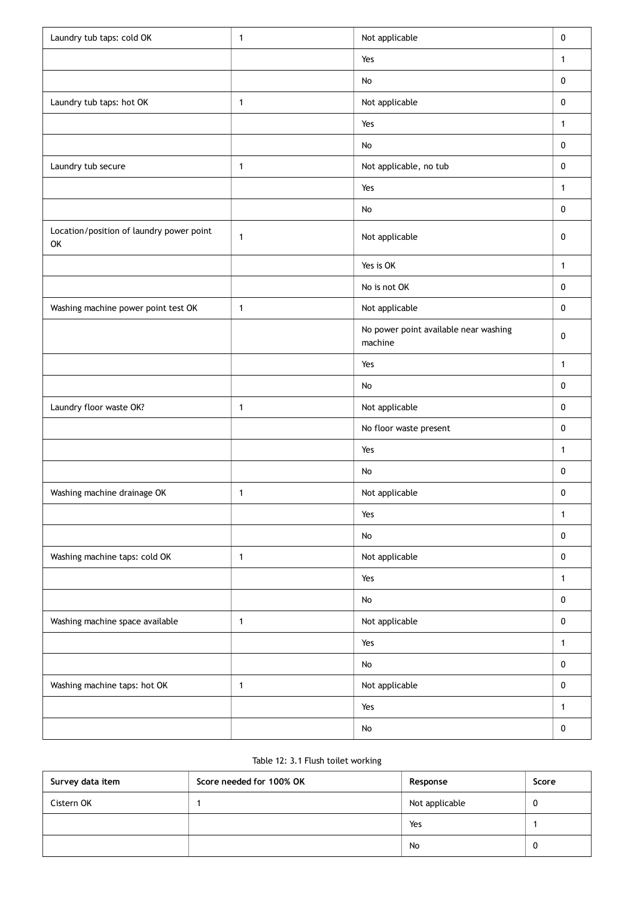| | | | |
|---|---|---|---|
| Laundry tub taps: cold OK | 1 | Not applicable | 0 |
| | | Yes | 1 |
| | | No | 0 |
| Laundry tub taps: hot OK | 1 | Not applicable | 0 |
| | | Yes | 1 |
| | | No | 0 |
| Laundry tub secure | 1 | Not applicable, no tub | 0 |
| | | Yes | 1 |
| | | No | 0 |
| Location/position of laundry power point OK | 1 | Not applicable | 0 |
| | | Yes is OK | 1 |
| | | No is not OK | 0 |
| Washing machine power point test OK | 1 | Not applicable | 0 |
| | | No power point available near washing machine | 0 |
| | | Yes | 1 |
| | | No | 0 |
| Laundry floor waste OK? | 1 | Not applicable | 0 |
| | | No floor waste present | 0 |
| | | Yes | 1 |
| | | No | 0 |
| Washing machine drainage OK | 1 | Not applicable | 0 |
| | | Yes | 1 |
| | | No | 0 |
| Washing machine taps: cold OK | 1 | Not applicable | 0 |
| | | Yes | 1 |
| | | No | 0 |
| Washing machine space available | 1 | Not applicable | 0 |
| | | Yes | 1 |
| | | No | 0 |
| Washing machine taps: hot OK | 1 | Not applicable | 0 |
| | | Yes | 1 |
| | | No | 0 |

Table 12: 3.1 Flush toilet working

| Survey data item | Score needed for 100% OK | Response | Score |
|---|---|---|---|
| Cistern OK | 1 | Not applicable | 0 |
| | | Yes | 1 |
| | | No | 0 |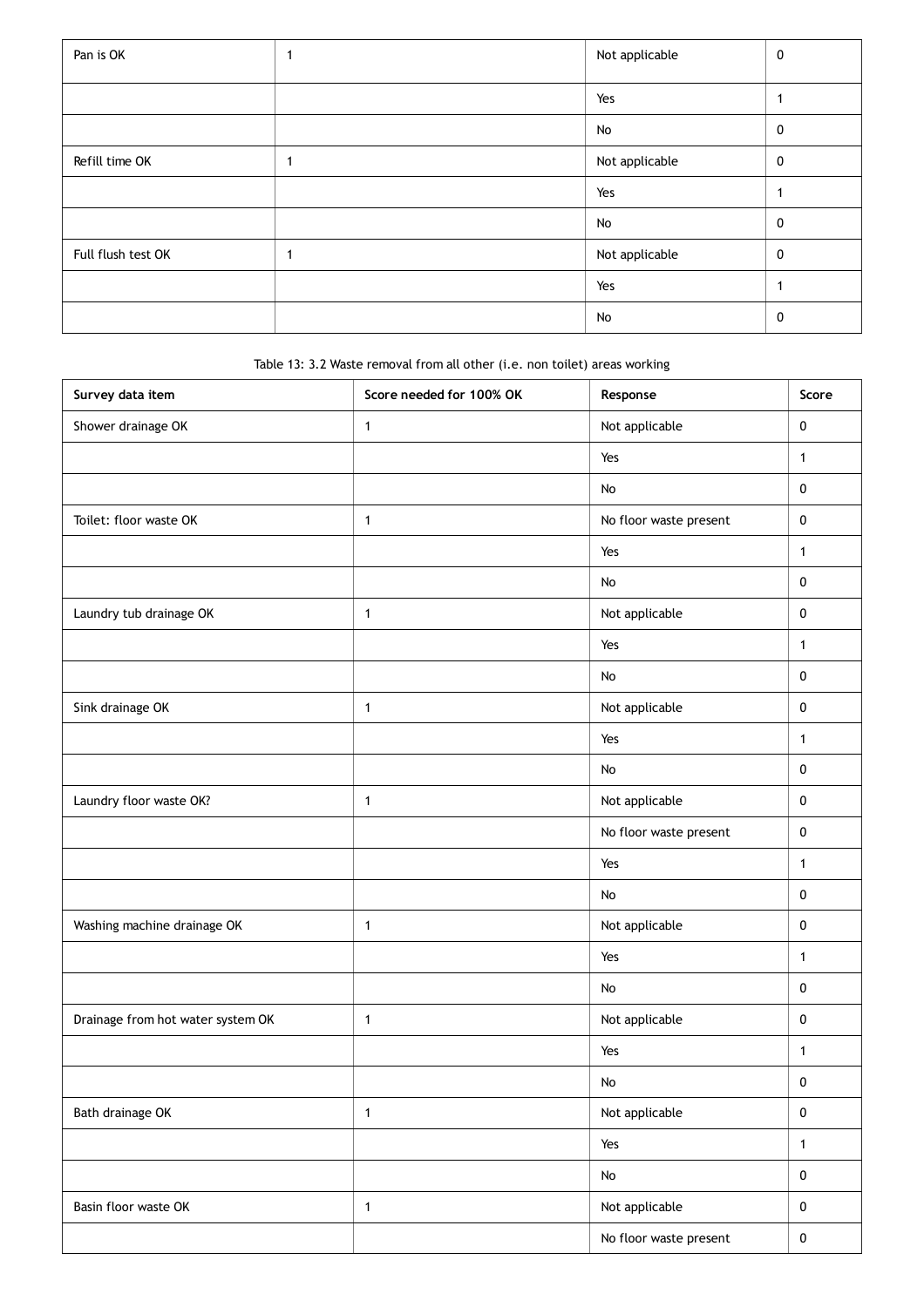| | | | |
|---|---|---|---|
| Pan is OK | 1 | Not applicable | 0 |
| | | Yes | 1 |
| | | No | 0 |
| Refill time OK | 1 | Not applicable | 0 |
| | | Yes | 1 |
| | | No | 0 |
| Full flush test OK | 1 | Not applicable | 0 |
| | | Yes | 1 |
| | | No | 0 |

Table 13: 3.2 Waste removal from all other (i.e. non toilet) areas working

| Survey data item | Score needed for 100% OK | Response | Score |
|---|---|---|---|
| Shower drainage OK | 1 | Not applicable | 0 |
| | | Yes | 1 |
| | | No | 0 |
| Toilet: floor waste OK | 1 | No floor waste present | 0 |
| | | Yes | 1 |
| | | No | 0 |
| Laundry tub drainage OK | 1 | Not applicable | 0 |
| | | Yes | 1 |
| | | No | 0 |
| Sink drainage OK | 1 | Not applicable | 0 |
| | | Yes | 1 |
| | | No | 0 |
| Laundry floor waste OK? | 1 | Not applicable | 0 |
| | | No floor waste present | 0 |
| | | Yes | 1 |
| | | No | 0 |
| Washing machine drainage OK | 1 | Not applicable | 0 |
| | | Yes | 1 |
| | | No | 0 |
| Drainage from hot water system OK | 1 | Not applicable | 0 |
| | | Yes | 1 |
| | | No | 0 |
| Bath drainage OK | 1 | Not applicable | 0 |
| | | Yes | 1 |
| | | No | 0 |
| Basin floor waste OK | 1 | Not applicable | 0 |
| | | No floor waste present | 0 |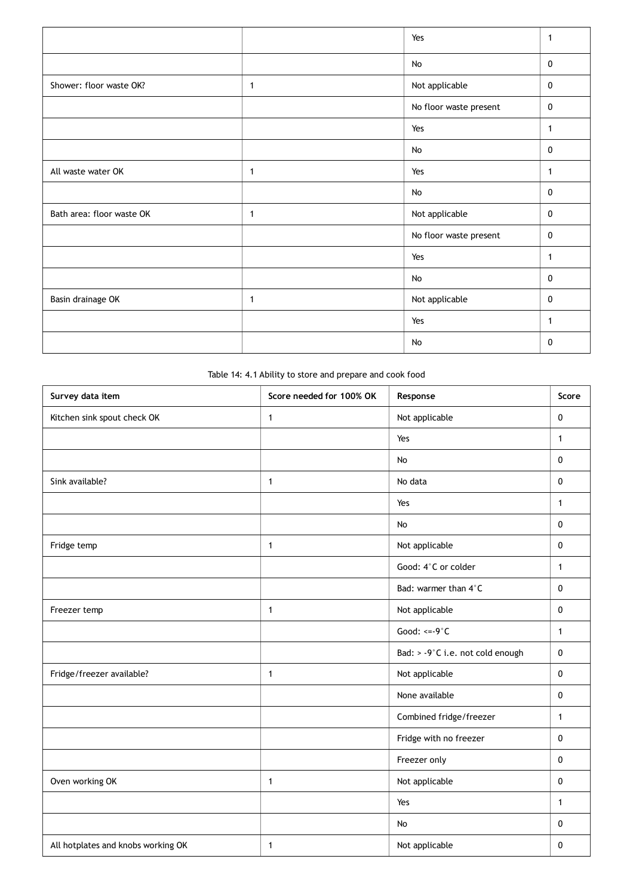| | | | |
|---|---|---|---|
| | | Yes | 1 |
| | | No | 0 |
| Shower: floor waste OK? | 1 | Not applicable | 0 |
| | | No floor waste present | 0 |
| | | Yes | 1 |
| | | No | 0 |
| All waste water OK | 1 | Yes | 1 |
| | | No | 0 |
| Bath area: floor waste OK | 1 | Not applicable | 0 |
| | | No floor waste present | 0 |
| | | Yes | 1 |
| | | No | 0 |
| Basin drainage OK | 1 | Not applicable | 0 |
| | | Yes | 1 |
| | | No | 0 |

Table 14: 4.1 Ability to store and prepare and cook food

| Survey data item | Score needed for 100% OK | Response | Score |
|---|---|---|---|
| Kitchen sink spout check OK | 1 | Not applicable | 0 |
| | | Yes | 1 |
| | | No | 0 |
| Sink available? | 1 | No data | 0 |
| | | Yes | 1 |
| | | No | 0 |
| Fridge temp | 1 | Not applicable | 0 |
| | | Good: 4°C or colder | 1 |
| | | Bad: warmer than 4°C | 0 |
| Freezer temp | 1 | Not applicable | 0 |
| | | Good: <=-9°C | 1 |
| | | Bad: > -9°C i.e. not cold enough | 0 |
| Fridge/freezer available? | 1 | Not applicable | 0 |
| | | None available | 0 |
| | | Combined fridge/freezer | 1 |
| | | Fridge with no freezer | 0 |
| | | Freezer only | 0 |
| Oven working OK | 1 | Not applicable | 0 |
| | | Yes | 1 |
| | | No | 0 |
| All hotplates and knobs working OK | 1 | Not applicable | 0 |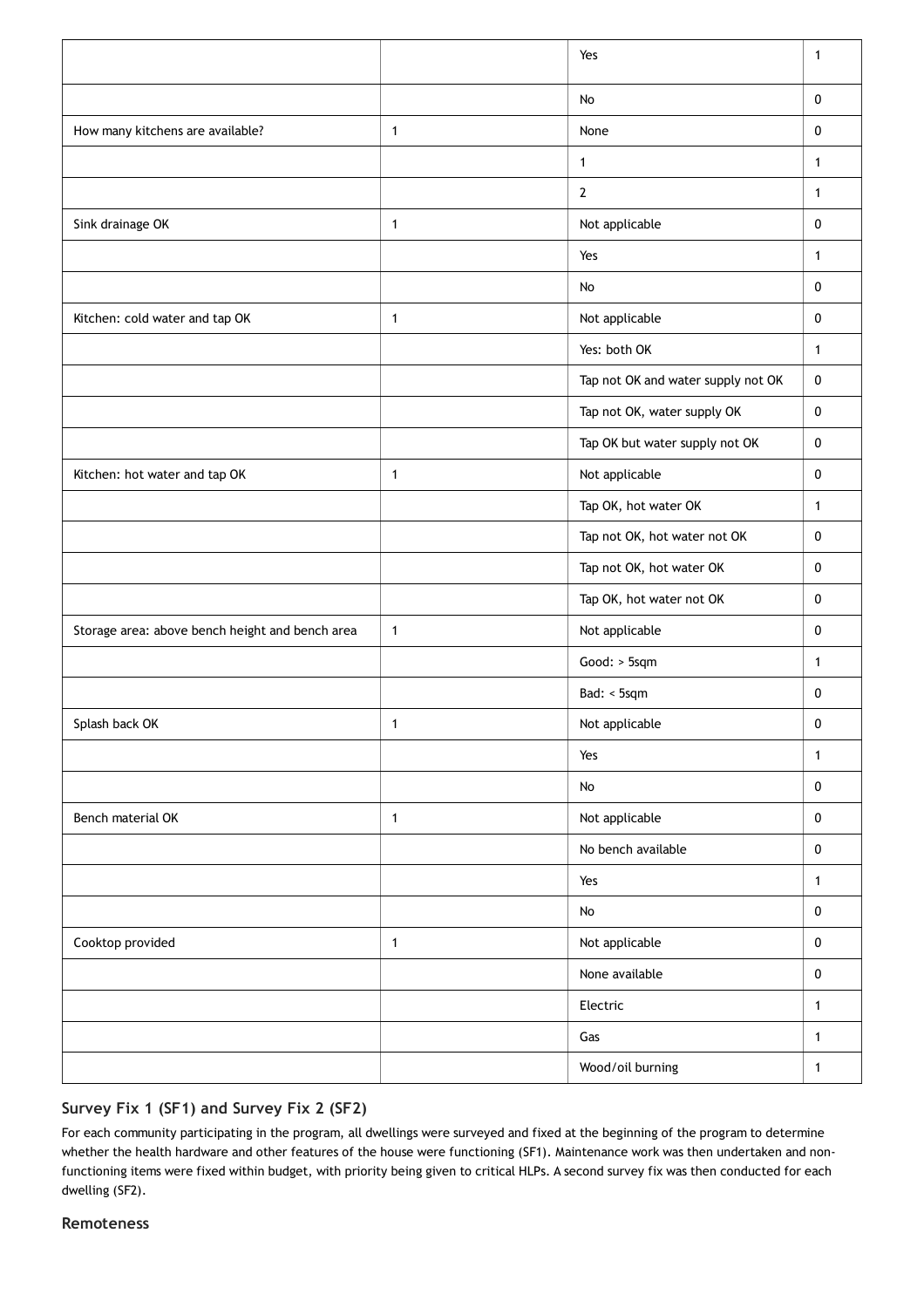| | | | |
|---|---|---|---|
| | | Yes | 1 |
| | | No | 0 |
| How many kitchens are available? | 1 | None | 0 |
| | | 1 | 1 |
| | | 2 | 1 |
| Sink drainage OK | 1 | Not applicable | 0 |
| | | Yes | 1 |
| | | No | 0 |
| Kitchen: cold water and tap OK | 1 | Not applicable | 0 |
| | | Yes: both OK | 1 |
| | | Tap not OK and water supply not OK | 0 |
| | | Tap not OK, water supply OK | 0 |
| | | Tap OK but water supply not OK | 0 |
| Kitchen: hot water and tap OK | 1 | Not applicable | 0 |
| | | Tap OK, hot water OK | 1 |
| | | Tap not OK, hot water not OK | 0 |
| | | Tap not OK, hot water OK | 0 |
| | | Tap OK, hot water not OK | 0 |
| Storage area: above bench height and bench area | 1 | Not applicable | 0 |
| | | Good: > 5sqm | 1 |
| | | Bad: < 5sqm | 0 |
| Splash back OK | 1 | Not applicable | 0 |
| | | Yes | 1 |
| | | No | 0 |
| Bench material OK | 1 | Not applicable | 0 |
| | | No bench available | 0 |
| | | Yes | 1 |
| | | No | 0 |
| Cooktop provided | 1 | Not applicable | 0 |
| | | None available | 0 |
| | | Electric | 1 |
| | | Gas | 1 |
| | | Wood/oil burning | 1 |

### Survey Fix 1 (SF1) and Survey Fix 2 (SF2)

For each community participating in the program, all dwellings were surveyed and fixed at the beginning of the program to determine whether the health hardware and other features of the house were functioning (SF1). Maintenance work was then undertaken and non-functioning items were fixed within budget, with priority being given to critical HLPs. A second survey fix was then conducted for each dwelling (SF2).

### Remoteness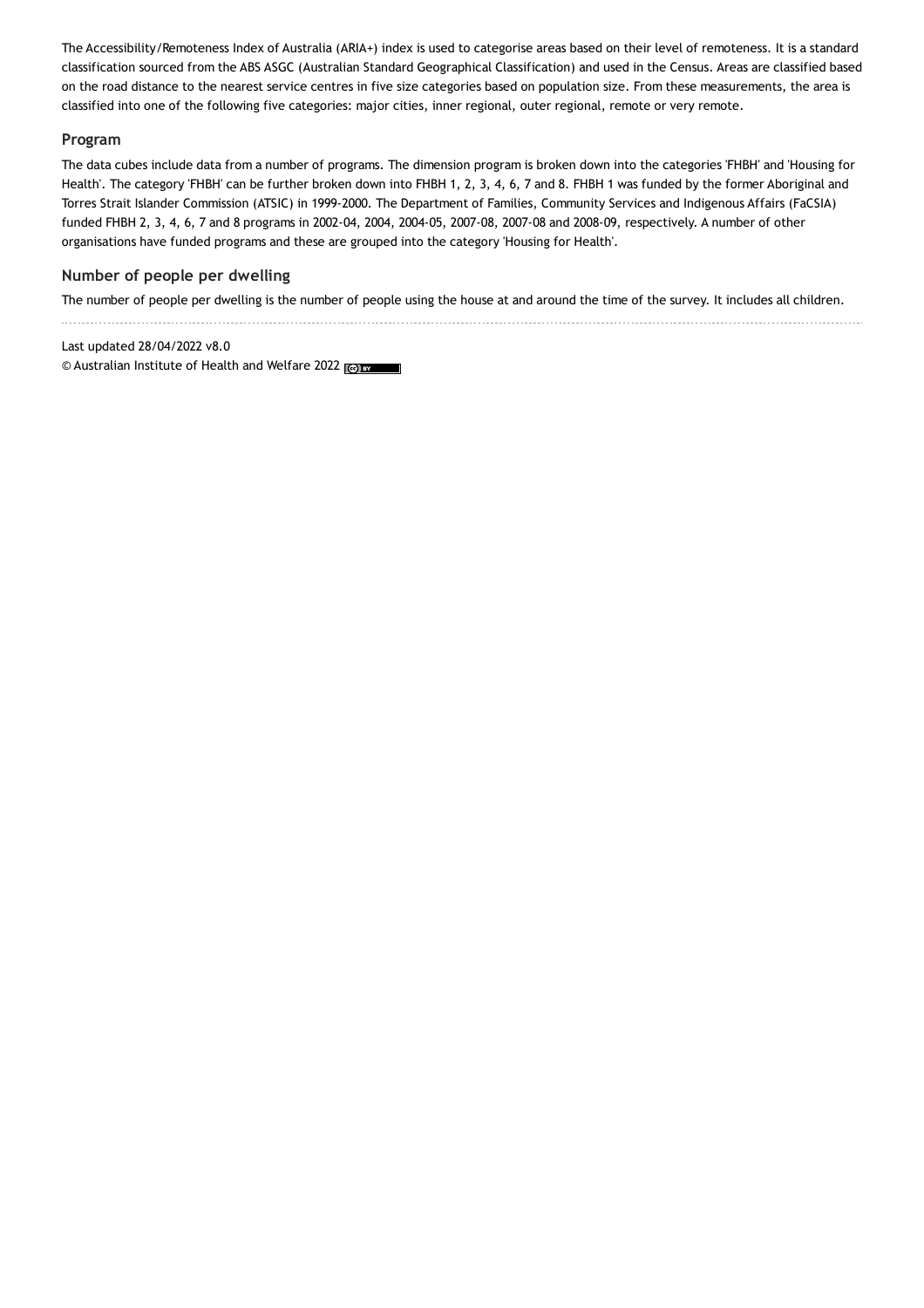The Accessibility/Remoteness Index of Australia (ARIA+) index is used to categorise areas based on their level of remoteness. It is a standard classification sourced from the ABS ASGC (Australian Standard Geographical Classification) and used in the Census. Areas are classified based on the road distance to the nearest service centres in five size categories based on population size. From these measurements, the area is classified into one of the following five categories: major cities, inner regional, outer regional, remote or very remote.

### Program

The data cubes include data from a number of programs. The dimension program is broken down into the categories 'FHBH' and 'Housing for Health'. The category 'FHBH' can be further broken down into FHBH 1, 2, 3, 4, 6, 7 and 8. FHBH 1 was funded by the former Aboriginal and Torres Strait Islander Commission (ATSIC) in 1999-2000. The Department of Families, Community Services and Indigenous Affairs (FaCSIA) funded FHBH 2, 3, 4, 6, 7 and 8 programs in 2002-04, 2004, 2004-05, 2007-08, 2007-08 and 2008-09, respectively. A number of other organisations have funded programs and these are grouped into the category 'Housing for Health'.

### Number of people per dwelling

The number of people per dwelling is the number of people using the house at and around the time of the survey. It includes all children.

Last updated 28/04/2022 v8.0

© Australian Institute of Health and Welfare 2022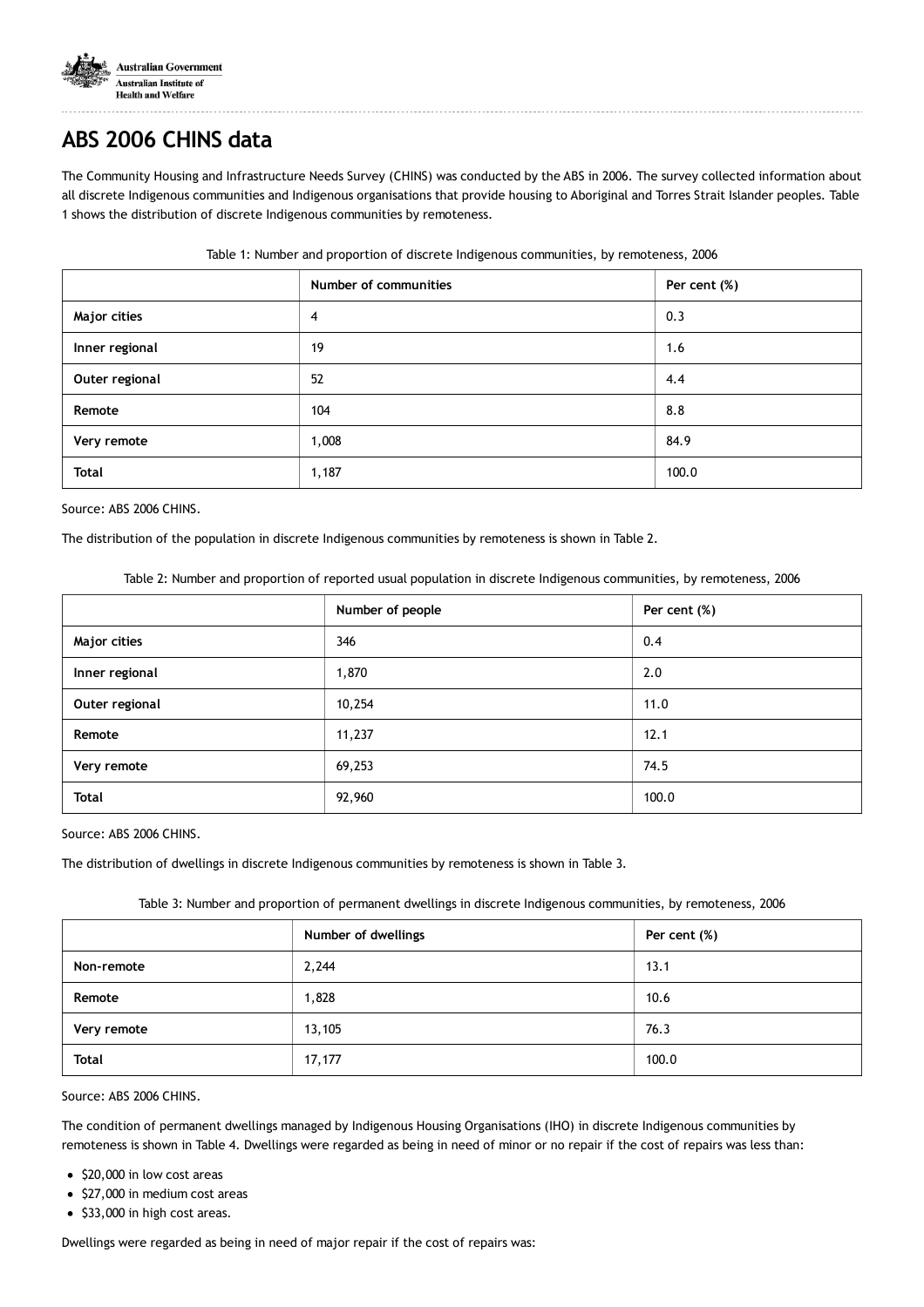# ABS 2006 CHINS data

The Community Housing and Infrastructure Needs Survey (CHINS) was conducted by the ABS in 2006. The survey collected information about all discrete Indigenous communities and Indigenous organisations that provide housing to Aboriginal and Torres Strait Islander peoples. Table 1 shows the distribution of discrete Indigenous communities by remoteness.

Table 1: Number and proportion of discrete Indigenous communities, by remoteness, 2006

| | Number of communities | Per cent (%) |
|---|---|---|
| **Major cities** | 4 | 0.3 |
| **Inner regional** | 19 | 1.6 |
| **Outer regional** | 52 | 4.4 |
| **Remote** | 104 | 8.8 |
| **Very remote** | 1,008 | 84.9 |
| **Total** | 1,187 | 100.0 |

Source: ABS 2006 CHINS.

The distribution of the population in discrete Indigenous communities by remoteness is shown in Table 2.

Table 2: Number and proportion of reported usual population in discrete Indigenous communities, by remoteness, 2006

| | Number of people | Per cent (%) |
|---|---|---|
| **Major cities** | 346 | 0.4 |
| **Inner regional** | 1,870 | 2.0 |
| **Outer regional** | 10,254 | 11.0 |
| **Remote** | 11,237 | 12.1 |
| **Very remote** | 69,253 | 74.5 |
| **Total** | 92,960 | 100.0 |

Source: ABS 2006 CHINS.

The distribution of dwellings in discrete Indigenous communities by remoteness is shown in Table 3.

Table 3: Number and proportion of permanent dwellings in discrete Indigenous communities, by remoteness, 2006

| | Number of dwellings | Per cent (%) |
|---|---|---|
| **Non-remote** | 2,244 | 13.1 |
| **Remote** | 1,828 | 10.6 |
| **Very remote** | 13,105 | 76.3 |
| **Total** | 17,177 | 100.0 |

Source: ABS 2006 CHINS.

The condition of permanent dwellings managed by Indigenous Housing Organisations (IHO) in discrete Indigenous communities by remoteness is shown in Table 4. Dwellings were regarded as being in need of minor or no repair if the cost of repairs was less than:

- $20,000 in low cost areas
- $27,000 in medium cost areas
- $33,000 in high cost areas.

Dwellings were regarded as being in need of major repair if the cost of repairs was: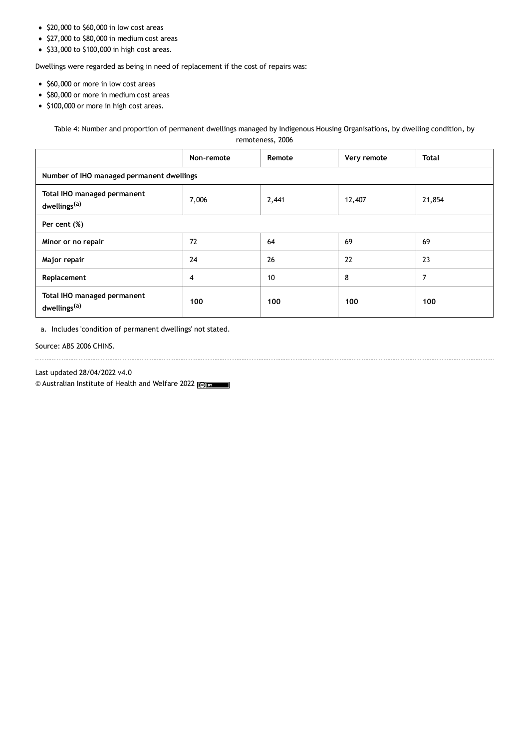- \$20,000 to \$60,000 in low cost areas
- \$27,000 to \$80,000 in medium cost areas
- \$33,000 to \$100,000 in high cost areas.

Dwellings were regarded as being in need of replacement if the cost of repairs was:

- \$60,000 or more in low cost areas
- \$80,000 or more in medium cost areas
- \$100,000 or more in high cost areas.

Table 4: Number and proportion of permanent dwellings managed by Indigenous Housing Organisations, by dwelling condition, by remoteness, 2006

| | Non-remote | Remote | Very remote | Total |
|---|---|---|---|---|
| **Number of IHO managed permanent dwellings** | | | | |
| **Total IHO managed permanent dwellings[(a)]** | 7,006 | 2,441 | 12,407 | 21,854 |
| **Per cent (%)** | | | | |
| **Minor or no repair** | 72 | 64 | 69 | 69 |
| **Major repair** | 24 | 26 | 22 | 23 |
| **Replacement** | 4 | 10 | 8 | 7 |
| **Total IHO managed permanent dwellings[(a)]** | **100** | **100** | **100** | **100** |

a. Includes 'condition of permanent dwellings' not stated.

Source: ABS 2006 CHINS.

Last updated 28/04/2022 v4.0

© Australian Institute of Health and Welfare 2022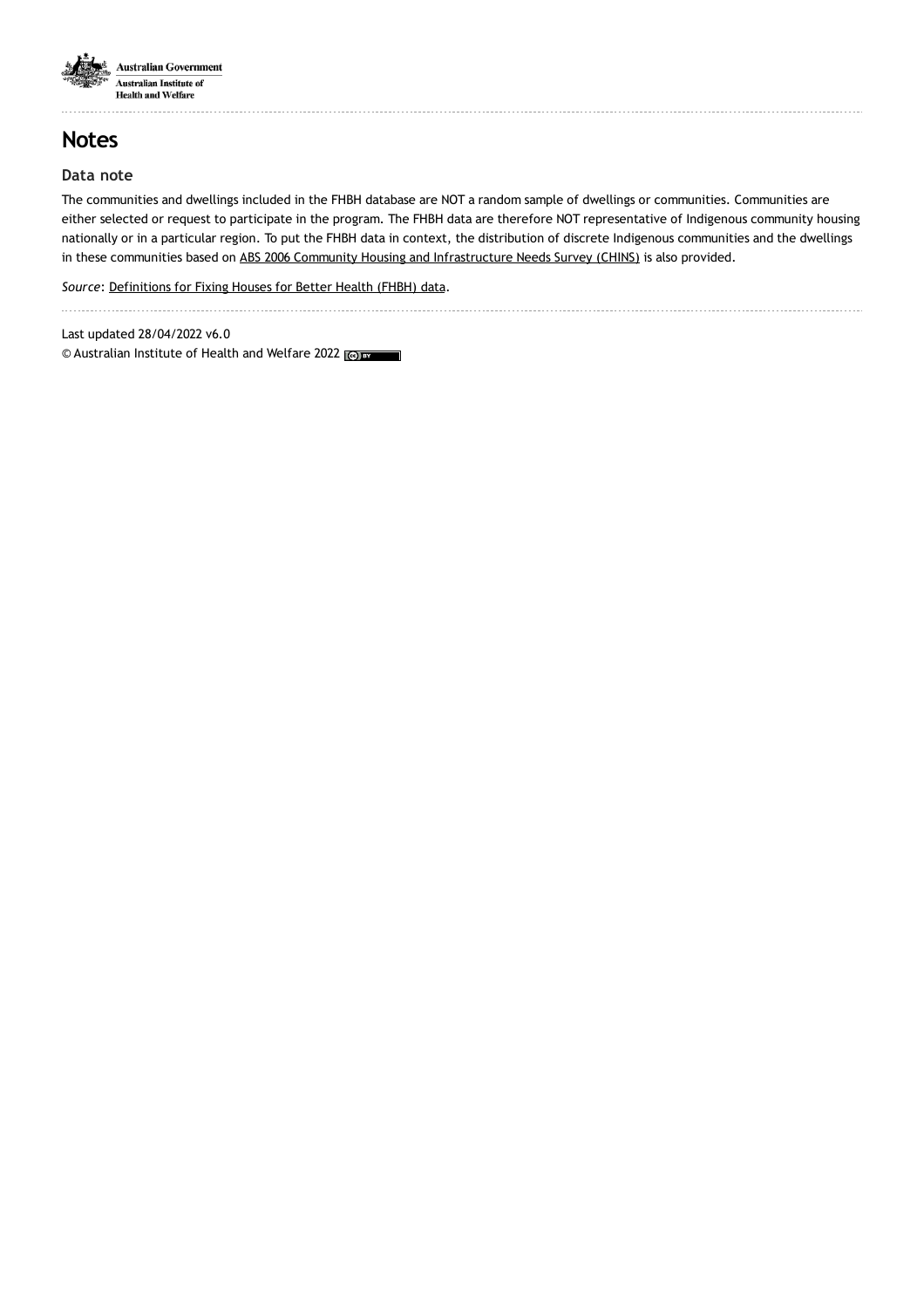# Notes

### Data note

The communities and dwellings included in the FHBH database are NOT a random sample of dwellings or communities. Communities are either selected or request to participate in the program. The FHBH data are therefore NOT representative of Indigenous community housing nationally or in a particular region. To put the FHBH data in context, the distribution of discrete Indigenous communities and the dwellings in these communities based on ABS 2006 Community Housing and Infrastructure Needs Survey (CHINS) is also provided.

*Source*: Definitions for Fixing Houses for Better Health (FHBH) data.

Last updated 28/04/2022 v6.0

© Australian Institute of Health and Welfare 2022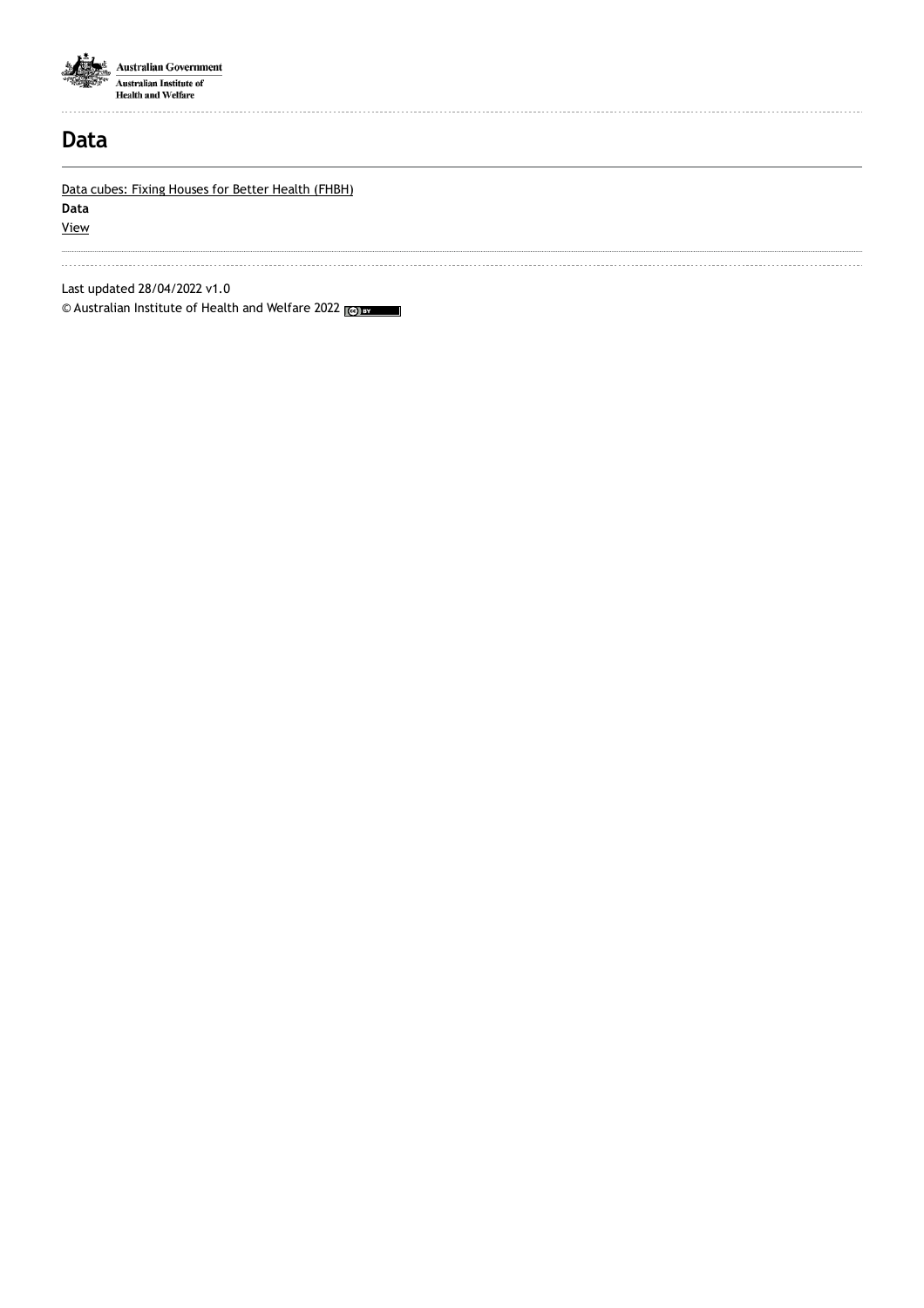# Data

Data cubes: Fixing Houses for Better Health (FHBH)

**Data**

View

Last updated 28/04/2022 v1.0

© Australian Institute of Health and Welfare 2022